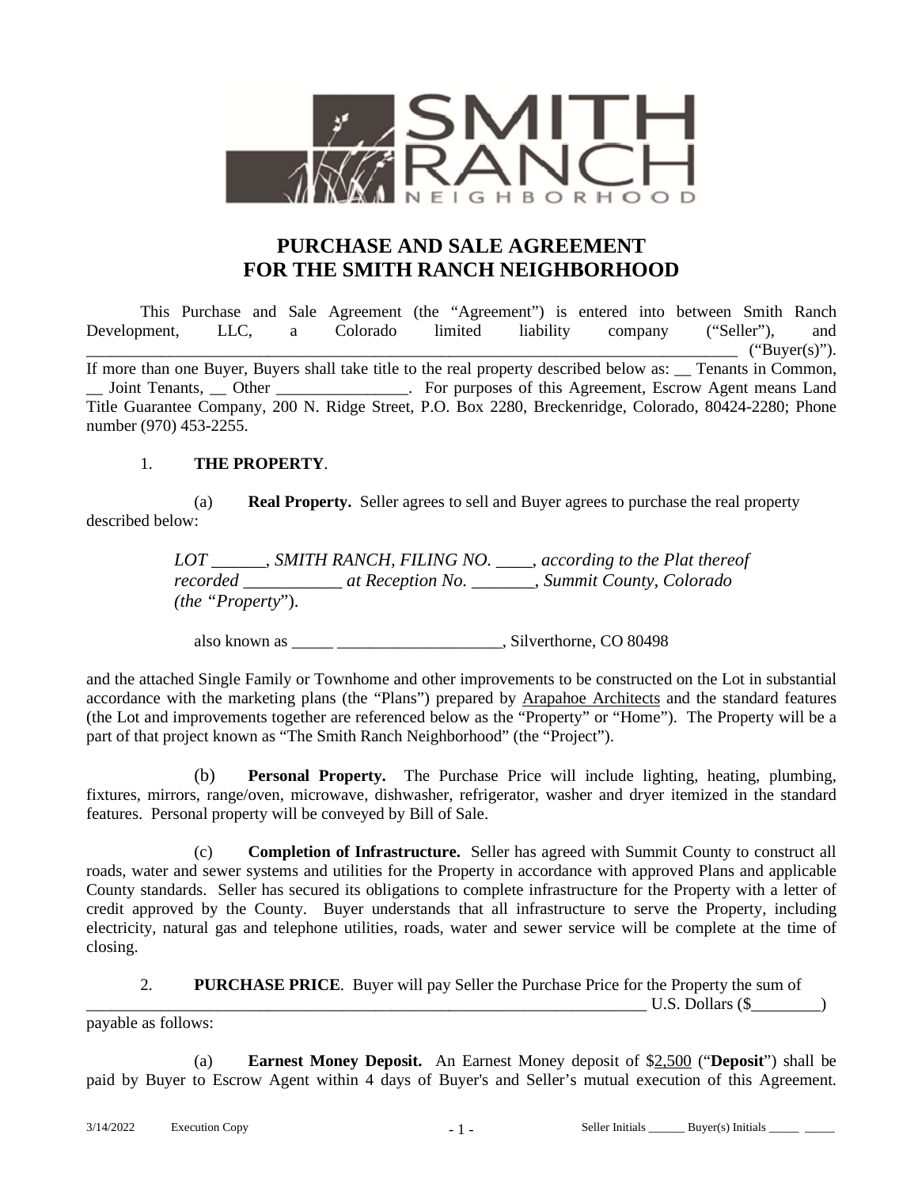# PURCHASE AND SALE AGREEMENT FOR THE SMITH RANCH NEIGHBORHOOD

This Purchase and Sale Agreement (the "Agreement") is entered into between Smith Ranch Development, LLC, a Colorado limited liability company ("Seller"), and ________________________________________________________________________________ ("Buyer(s)"). If more than one Buyer, Buyers shall take title to the real property described below as: __ Tenants in Common, __ Joint Tenants, __ Other ________________. For purposes of this Agreement, Escrow Agent means Land Title Guarantee Company, 200 N. Ridge Street, P.O. Box 2280, Breckenridge, Colorado, 80424-2280; Phone number (970) 453-2255.

1. **THE PROPERTY**.

(a) **Real Property.** Seller agrees to sell and Buyer agrees to purchase the real property described below:

> *LOT ______, SMITH RANCH, FILING NO. ____, according to the Plat thereof recorded ___________ at Reception No. _______, Summit County, Colorado (the "Property").*
>
> also known as _____ ____________________, Silverthorne, CO 80498

and the attached Single Family or Townhome and other improvements to be constructed on the Lot in substantial accordance with the marketing plans (the "Plans") prepared by Arapahoe Architects and the standard features (the Lot and improvements together are referenced below as the "Property" or "Home"). The Property will be a part of that project known as "The Smith Ranch Neighborhood" (the "Project").

(b) **Personal Property.** The Purchase Price will include lighting, heating, plumbing, fixtures, mirrors, range/oven, microwave, dishwasher, refrigerator, washer and dryer itemized in the standard features. Personal property will be conveyed by Bill of Sale.

(c) **Completion of Infrastructure.** Seller has agreed with Summit County to construct all roads, water and sewer systems and utilities for the Property in accordance with approved Plans and applicable County standards. Seller has secured its obligations to complete infrastructure for the Property with a letter of credit approved by the County. Buyer understands that all infrastructure to serve the Property, including electricity, natural gas and telephone utilities, roads, water and sewer service will be complete at the time of closing.

2. **PURCHASE PRICE**. Buyer will pay Seller the Purchase Price for the Property the sum of ________________________________________________________________________ U.S. Dollars ($________) payable as follows:

(a) **Earnest Money Deposit.** An Earnest Money deposit of $2,500 ("**Deposit**") shall be paid by Buyer to Escrow Agent within 4 days of Buyer's and Seller's mutual execution of this Agreement.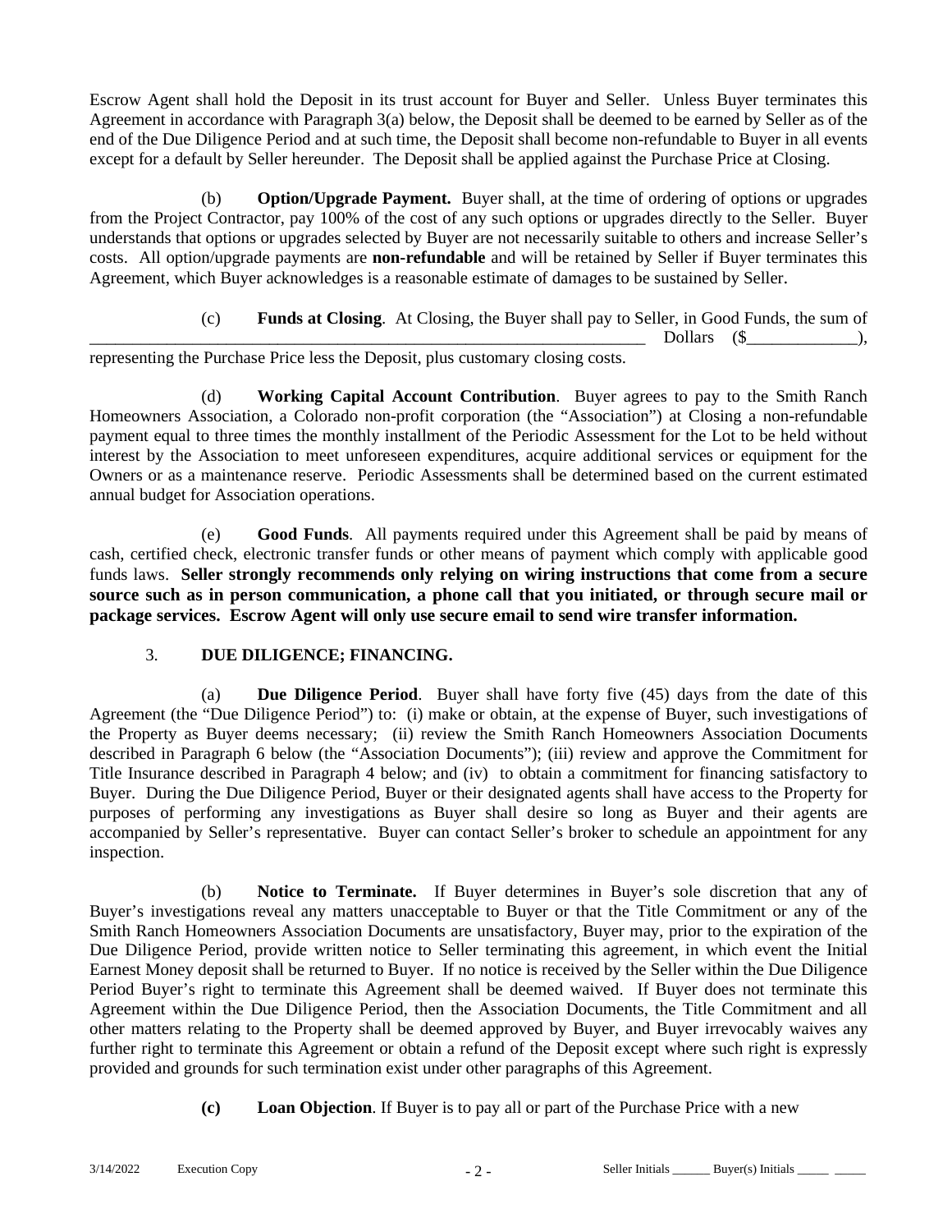Escrow Agent shall hold the Deposit in its trust account for Buyer and Seller. Unless Buyer terminates this Agreement in accordance with Paragraph 3(a) below, the Deposit shall be deemed to be earned by Seller as of the end of the Due Diligence Period and at such time, the Deposit shall become non-refundable to Buyer in all events except for a default by Seller hereunder. The Deposit shall be applied against the Purchase Price at Closing.

(b) **Option/Upgrade Payment.** Buyer shall, at the time of ordering of options or upgrades from the Project Contractor, pay 100% of the cost of any such options or upgrades directly to the Seller. Buyer understands that options or upgrades selected by Buyer are not necessarily suitable to others and increase Seller's costs. All option/upgrade payments are **non-refundable** and will be retained by Seller if Buyer terminates this Agreement, which Buyer acknowledges is a reasonable estimate of damages to be sustained by Seller.

(c) **Funds at Closing**. At Closing, the Buyer shall pay to Seller, in Good Funds, the sum of ______________________________________________________________________ Dollars ($_____________), representing the Purchase Price less the Deposit, plus customary closing costs.

(d) **Working Capital Account Contribution**. Buyer agrees to pay to the Smith Ranch Homeowners Association, a Colorado non-profit corporation (the "Association") at Closing a non-refundable payment equal to three times the monthly installment of the Periodic Assessment for the Lot to be held without interest by the Association to meet unforeseen expenditures, acquire additional services or equipment for the Owners or as a maintenance reserve. Periodic Assessments shall be determined based on the current estimated annual budget for Association operations.

(e) **Good Funds**. All payments required under this Agreement shall be paid by means of cash, certified check, electronic transfer funds or other means of payment which comply with applicable good funds laws. **Seller strongly recommends only relying on wiring instructions that come from a secure source such as in person communication, a phone call that you initiated, or through secure mail or package services. Escrow Agent will only use secure email to send wire transfer information.**

3. **DUE DILIGENCE; FINANCING.**

(a) **Due Diligence Period**. Buyer shall have forty five (45) days from the date of this Agreement (the "Due Diligence Period") to: (i) make or obtain, at the expense of Buyer, such investigations of the Property as Buyer deems necessary; (ii) review the Smith Ranch Homeowners Association Documents described in Paragraph 6 below (the "Association Documents"); (iii) review and approve the Commitment for Title Insurance described in Paragraph 4 below; and (iv) to obtain a commitment for financing satisfactory to Buyer. During the Due Diligence Period, Buyer or their designated agents shall have access to the Property for purposes of performing any investigations as Buyer shall desire so long as Buyer and their agents are accompanied by Seller's representative. Buyer can contact Seller's broker to schedule an appointment for any inspection.

(b) **Notice to Terminate.** If Buyer determines in Buyer's sole discretion that any of Buyer's investigations reveal any matters unacceptable to Buyer or that the Title Commitment or any of the Smith Ranch Homeowners Association Documents are unsatisfactory, Buyer may, prior to the expiration of the Due Diligence Period, provide written notice to Seller terminating this agreement, in which event the Initial Earnest Money deposit shall be returned to Buyer. If no notice is received by the Seller within the Due Diligence Period Buyer's right to terminate this Agreement shall be deemed waived. If Buyer does not terminate this Agreement within the Due Diligence Period, then the Association Documents, the Title Commitment and all other matters relating to the Property shall be deemed approved by Buyer, and Buyer irrevocably waives any further right to terminate this Agreement or obtain a refund of the Deposit except where such right is expressly provided and grounds for such termination exist under other paragraphs of this Agreement.

**(c) Loan Objection**. If Buyer is to pay all or part of the Purchase Price with a new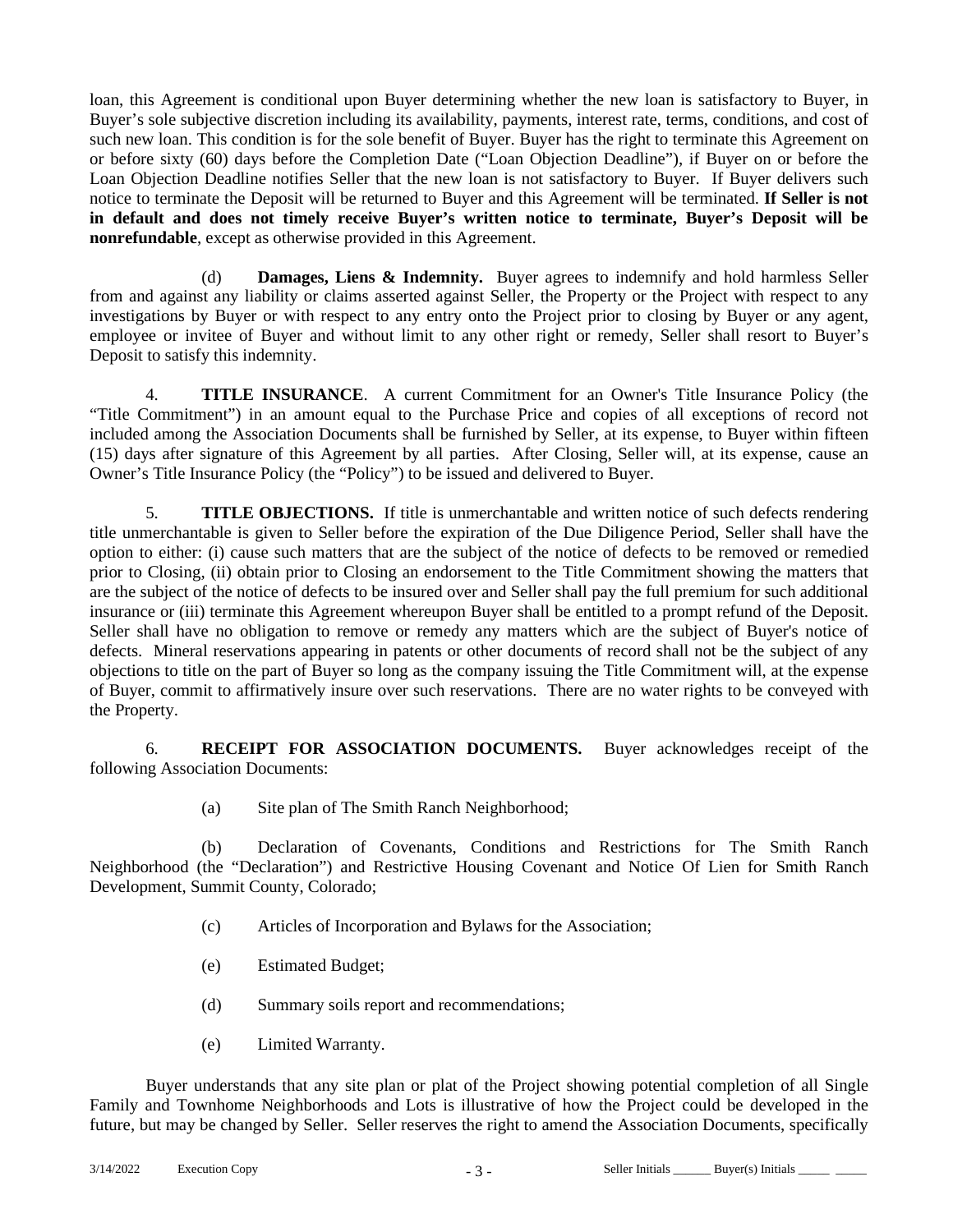loan, this Agreement is conditional upon Buyer determining whether the new loan is satisfactory to Buyer, in Buyer's sole subjective discretion including its availability, payments, interest rate, terms, conditions, and cost of such new loan. This condition is for the sole benefit of Buyer. Buyer has the right to terminate this Agreement on or before sixty (60) days before the Completion Date ("Loan Objection Deadline"), if Buyer on or before the Loan Objection Deadline notifies Seller that the new loan is not satisfactory to Buyer. If Buyer delivers such notice to terminate the Deposit will be returned to Buyer and this Agreement will be terminated. **If Seller is not in default and does not timely receive Buyer's written notice to terminate, Buyer's Deposit will be nonrefundable**, except as otherwise provided in this Agreement.

(d) **Damages, Liens & Indemnity.** Buyer agrees to indemnify and hold harmless Seller from and against any liability or claims asserted against Seller, the Property or the Project with respect to any investigations by Buyer or with respect to any entry onto the Project prior to closing by Buyer or any agent, employee or invitee of Buyer and without limit to any other right or remedy, Seller shall resort to Buyer's Deposit to satisfy this indemnity.

4. **TITLE INSURANCE**. A current Commitment for an Owner's Title Insurance Policy (the "Title Commitment") in an amount equal to the Purchase Price and copies of all exceptions of record not included among the Association Documents shall be furnished by Seller, at its expense, to Buyer within fifteen (15) days after signature of this Agreement by all parties. After Closing, Seller will, at its expense, cause an Owner's Title Insurance Policy (the "Policy") to be issued and delivered to Buyer.

5. **TITLE OBJECTIONS.** If title is unmerchantable and written notice of such defects rendering title unmerchantable is given to Seller before the expiration of the Due Diligence Period, Seller shall have the option to either: (i) cause such matters that are the subject of the notice of defects to be removed or remedied prior to Closing, (ii) obtain prior to Closing an endorsement to the Title Commitment showing the matters that are the subject of the notice of defects to be insured over and Seller shall pay the full premium for such additional insurance or (iii) terminate this Agreement whereupon Buyer shall be entitled to a prompt refund of the Deposit. Seller shall have no obligation to remove or remedy any matters which are the subject of Buyer's notice of defects. Mineral reservations appearing in patents or other documents of record shall not be the subject of any objections to title on the part of Buyer so long as the company issuing the Title Commitment will, at the expense of Buyer, commit to affirmatively insure over such reservations. There are no water rights to be conveyed with the Property.

6. **RECEIPT FOR ASSOCIATION DOCUMENTS.** Buyer acknowledges receipt of the following Association Documents:

(a) Site plan of The Smith Ranch Neighborhood;

(b) Declaration of Covenants, Conditions and Restrictions for The Smith Ranch Neighborhood (the "Declaration") and Restrictive Housing Covenant and Notice Of Lien for Smith Ranch Development, Summit County, Colorado;

(c) Articles of Incorporation and Bylaws for the Association;

(e) Estimated Budget;

(d) Summary soils report and recommendations;

(e) Limited Warranty.

Buyer understands that any site plan or plat of the Project showing potential completion of all Single Family and Townhome Neighborhoods and Lots is illustrative of how the Project could be developed in the future, but may be changed by Seller. Seller reserves the right to amend the Association Documents, specifically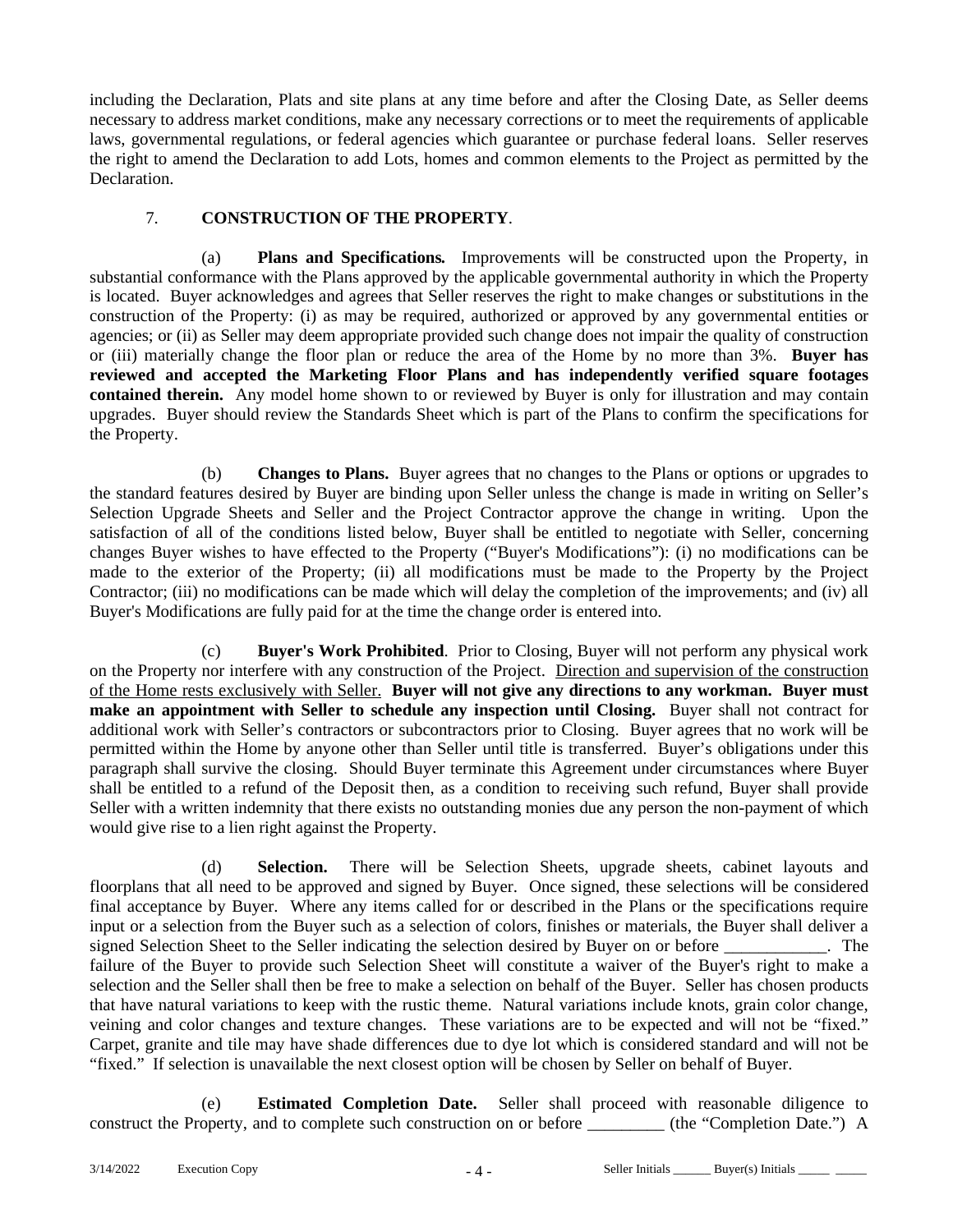including the Declaration, Plats and site plans at any time before and after the Closing Date, as Seller deems necessary to address market conditions, make any necessary corrections or to meet the requirements of applicable laws, governmental regulations, or federal agencies which guarantee or purchase federal loans. Seller reserves the right to amend the Declaration to add Lots, homes and common elements to the Project as permitted by the Declaration.

7. **CONSTRUCTION OF THE PROPERTY**.

(a) **Plans and Specifications.** Improvements will be constructed upon the Property, in substantial conformance with the Plans approved by the applicable governmental authority in which the Property is located. Buyer acknowledges and agrees that Seller reserves the right to make changes or substitutions in the construction of the Property: (i) as may be required, authorized or approved by any governmental entities or agencies; or (ii) as Seller may deem appropriate provided such change does not impair the quality of construction or (iii) materially change the floor plan or reduce the area of the Home by no more than 3%. **Buyer has reviewed and accepted the Marketing Floor Plans and has independently verified square footages contained therein.** Any model home shown to or reviewed by Buyer is only for illustration and may contain upgrades. Buyer should review the Standards Sheet which is part of the Plans to confirm the specifications for the Property.

(b) **Changes to Plans.** Buyer agrees that no changes to the Plans or options or upgrades to the standard features desired by Buyer are binding upon Seller unless the change is made in writing on Seller's Selection Upgrade Sheets and Seller and the Project Contractor approve the change in writing. Upon the satisfaction of all of the conditions listed below, Buyer shall be entitled to negotiate with Seller, concerning changes Buyer wishes to have effected to the Property ("Buyer's Modifications"): (i) no modifications can be made to the exterior of the Property; (ii) all modifications must be made to the Property by the Project Contractor; (iii) no modifications can be made which will delay the completion of the improvements; and (iv) all Buyer's Modifications are fully paid for at the time the change order is entered into.

(c) **Buyer's Work Prohibited**. Prior to Closing, Buyer will not perform any physical work on the Property nor interfere with any construction of the Project. Direction and supervision of the construction of the Home rests exclusively with Seller. **Buyer will not give any directions to any workman. Buyer must make an appointment with Seller to schedule any inspection until Closing.** Buyer shall not contract for additional work with Seller's contractors or subcontractors prior to Closing. Buyer agrees that no work will be permitted within the Home by anyone other than Seller until title is transferred. Buyer's obligations under this paragraph shall survive the closing. Should Buyer terminate this Agreement under circumstances where Buyer shall be entitled to a refund of the Deposit then, as a condition to receiving such refund, Buyer shall provide Seller with a written indemnity that there exists no outstanding monies due any person the non-payment of which would give rise to a lien right against the Property.

(d) **Selection.** There will be Selection Sheets, upgrade sheets, cabinet layouts and floorplans that all need to be approved and signed by Buyer. Once signed, these selections will be considered final acceptance by Buyer. Where any items called for or described in the Plans or the specifications require input or a selection from the Buyer such as a selection of colors, finishes or materials, the Buyer shall deliver a signed Selection Sheet to the Seller indicating the selection desired by Buyer on or before ____________. The failure of the Buyer to provide such Selection Sheet will constitute a waiver of the Buyer's right to make a selection and the Seller shall then be free to make a selection on behalf of the Buyer. Seller has chosen products that have natural variations to keep with the rustic theme. Natural variations include knots, grain color change, veining and color changes and texture changes. These variations are to be expected and will not be "fixed." Carpet, granite and tile may have shade differences due to dye lot which is considered standard and will not be "fixed." If selection is unavailable the next closest option will be chosen by Seller on behalf of Buyer.

(e) **Estimated Completion Date.** Seller shall proceed with reasonable diligence to construct the Property, and to complete such construction on or before _________ (the "Completion Date.") A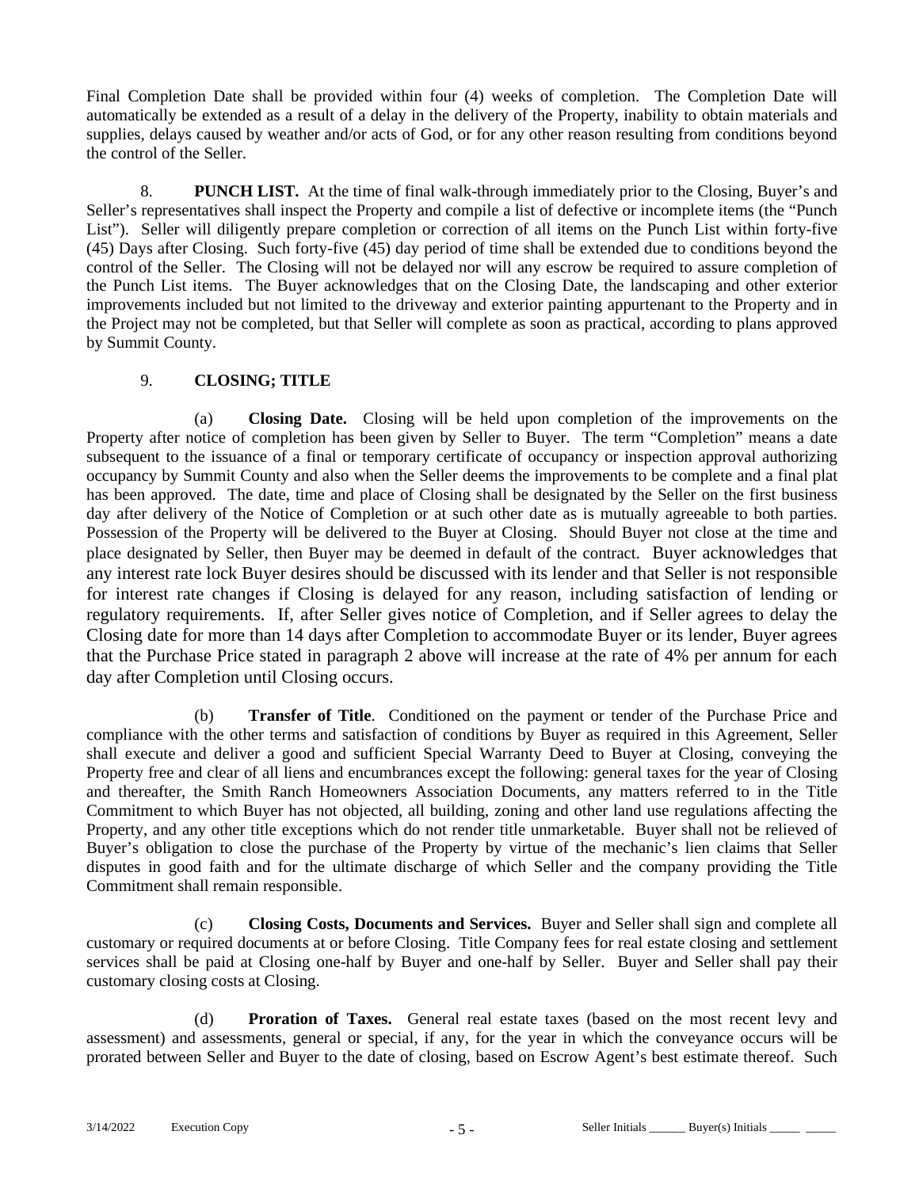Final Completion Date shall be provided within four (4) weeks of completion. The Completion Date will automatically be extended as a result of a delay in the delivery of the Property, inability to obtain materials and supplies, delays caused by weather and/or acts of God, or for any other reason resulting from conditions beyond the control of the Seller.

8. **PUNCH LIST.** At the time of final walk-through immediately prior to the Closing, Buyer's and Seller's representatives shall inspect the Property and compile a list of defective or incomplete items (the "Punch List"). Seller will diligently prepare completion or correction of all items on the Punch List within forty-five (45) Days after Closing. Such forty-five (45) day period of time shall be extended due to conditions beyond the control of the Seller. The Closing will not be delayed nor will any escrow be required to assure completion of the Punch List items. The Buyer acknowledges that on the Closing Date, the landscaping and other exterior improvements included but not limited to the driveway and exterior painting appurtenant to the Property and in the Project may not be completed, but that Seller will complete as soon as practical, according to plans approved by Summit County.

9. **CLOSING; TITLE**

(a) **Closing Date.** Closing will be held upon completion of the improvements on the Property after notice of completion has been given by Seller to Buyer. The term "Completion" means a date subsequent to the issuance of a final or temporary certificate of occupancy or inspection approval authorizing occupancy by Summit County and also when the Seller deems the improvements to be complete and a final plat has been approved. The date, time and place of Closing shall be designated by the Seller on the first business day after delivery of the Notice of Completion or at such other date as is mutually agreeable to both parties. Possession of the Property will be delivered to the Buyer at Closing. Should Buyer not close at the time and place designated by Seller, then Buyer may be deemed in default of the contract. Buyer acknowledges that any interest rate lock Buyer desires should be discussed with its lender and that Seller is not responsible for interest rate changes if Closing is delayed for any reason, including satisfaction of lending or regulatory requirements. If, after Seller gives notice of Completion, and if Seller agrees to delay the Closing date for more than 14 days after Completion to accommodate Buyer or its lender, Buyer agrees that the Purchase Price stated in paragraph 2 above will increase at the rate of 4% per annum for each day after Completion until Closing occurs.

(b) **Transfer of Title**. Conditioned on the payment or tender of the Purchase Price and compliance with the other terms and satisfaction of conditions by Buyer as required in this Agreement, Seller shall execute and deliver a good and sufficient Special Warranty Deed to Buyer at Closing, conveying the Property free and clear of all liens and encumbrances except the following: general taxes for the year of Closing and thereafter, the Smith Ranch Homeowners Association Documents, any matters referred to in the Title Commitment to which Buyer has not objected, all building, zoning and other land use regulations affecting the Property, and any other title exceptions which do not render title unmarketable. Buyer shall not be relieved of Buyer's obligation to close the purchase of the Property by virtue of the mechanic's lien claims that Seller disputes in good faith and for the ultimate discharge of which Seller and the company providing the Title Commitment shall remain responsible.

(c) **Closing Costs, Documents and Services.** Buyer and Seller shall sign and complete all customary or required documents at or before Closing. Title Company fees for real estate closing and settlement services shall be paid at Closing one-half by Buyer and one-half by Seller. Buyer and Seller shall pay their customary closing costs at Closing.

(d) **Proration of Taxes.** General real estate taxes (based on the most recent levy and assessment) and assessments, general or special, if any, for the year in which the conveyance occurs will be prorated between Seller and Buyer to the date of closing, based on Escrow Agent's best estimate thereof. Such

3/14/2022 Execution Copy Seller Initials ______ Buyer(s) Initials _____ _____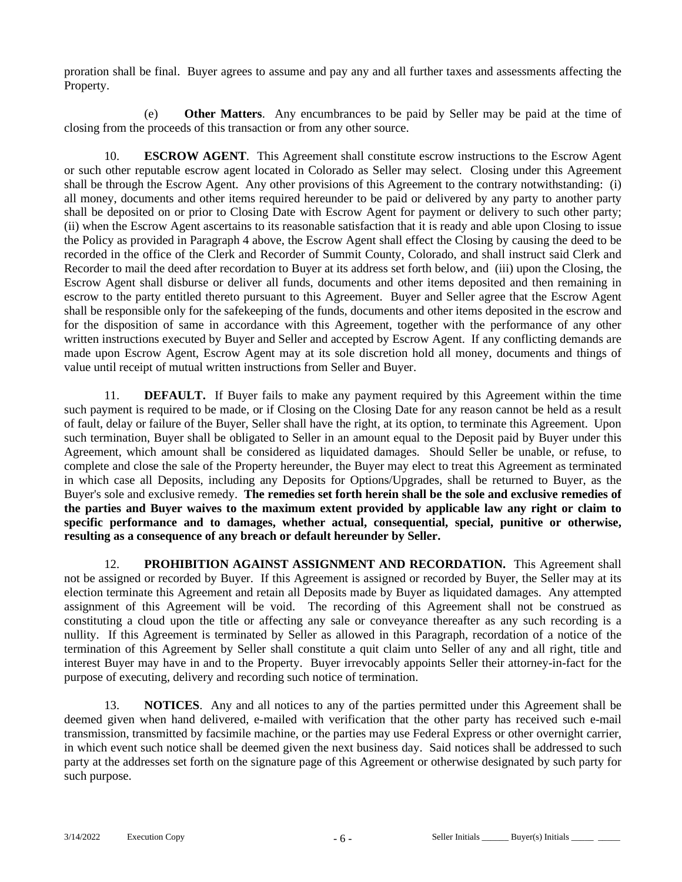proration shall be final. Buyer agrees to assume and pay any and all further taxes and assessments affecting the Property.

(e) **Other Matters**. Any encumbrances to be paid by Seller may be paid at the time of closing from the proceeds of this transaction or from any other source.

10. **ESCROW AGENT**. This Agreement shall constitute escrow instructions to the Escrow Agent or such other reputable escrow agent located in Colorado as Seller may select. Closing under this Agreement shall be through the Escrow Agent. Any other provisions of this Agreement to the contrary notwithstanding: (i) all money, documents and other items required hereunder to be paid or delivered by any party to another party shall be deposited on or prior to Closing Date with Escrow Agent for payment or delivery to such other party; (ii) when the Escrow Agent ascertains to its reasonable satisfaction that it is ready and able upon Closing to issue the Policy as provided in Paragraph 4 above, the Escrow Agent shall effect the Closing by causing the deed to be recorded in the office of the Clerk and Recorder of Summit County, Colorado, and shall instruct said Clerk and Recorder to mail the deed after recordation to Buyer at its address set forth below, and (iii) upon the Closing, the Escrow Agent shall disburse or deliver all funds, documents and other items deposited and then remaining in escrow to the party entitled thereto pursuant to this Agreement. Buyer and Seller agree that the Escrow Agent shall be responsible only for the safekeeping of the funds, documents and other items deposited in the escrow and for the disposition of same in accordance with this Agreement, together with the performance of any other written instructions executed by Buyer and Seller and accepted by Escrow Agent. If any conflicting demands are made upon Escrow Agent, Escrow Agent may at its sole discretion hold all money, documents and things of value until receipt of mutual written instructions from Seller and Buyer.

11. **DEFAULT.** If Buyer fails to make any payment required by this Agreement within the time such payment is required to be made, or if Closing on the Closing Date for any reason cannot be held as a result of fault, delay or failure of the Buyer, Seller shall have the right, at its option, to terminate this Agreement. Upon such termination, Buyer shall be obligated to Seller in an amount equal to the Deposit paid by Buyer under this Agreement, which amount shall be considered as liquidated damages. Should Seller be unable, or refuse, to complete and close the sale of the Property hereunder, the Buyer may elect to treat this Agreement as terminated in which case all Deposits, including any Deposits for Options/Upgrades, shall be returned to Buyer, as the Buyer's sole and exclusive remedy. **The remedies set forth herein shall be the sole and exclusive remedies of the parties and Buyer waives to the maximum extent provided by applicable law any right or claim to specific performance and to damages, whether actual, consequential, special, punitive or otherwise, resulting as a consequence of any breach or default hereunder by Seller.**

12. **PROHIBITION AGAINST ASSIGNMENT AND RECORDATION.** This Agreement shall not be assigned or recorded by Buyer. If this Agreement is assigned or recorded by Buyer, the Seller may at its election terminate this Agreement and retain all Deposits made by Buyer as liquidated damages. Any attempted assignment of this Agreement will be void. The recording of this Agreement shall not be construed as constituting a cloud upon the title or affecting any sale or conveyance thereafter as any such recording is a nullity. If this Agreement is terminated by Seller as allowed in this Paragraph, recordation of a notice of the termination of this Agreement by Seller shall constitute a quit claim unto Seller of any and all right, title and interest Buyer may have in and to the Property. Buyer irrevocably appoints Seller their attorney-in-fact for the purpose of executing, delivery and recording such notice of termination.

13. **NOTICES**. Any and all notices to any of the parties permitted under this Agreement shall be deemed given when hand delivered, e-mailed with verification that the other party has received such e-mail transmission, transmitted by facsimile machine, or the parties may use Federal Express or other overnight carrier, in which event such notice shall be deemed given the next business day. Said notices shall be addressed to such party at the addresses set forth on the signature page of this Agreement or otherwise designated by such party for such purpose.

3/14/2022 Execution Copy Seller Initials ______ Buyer(s) Initials _____ _____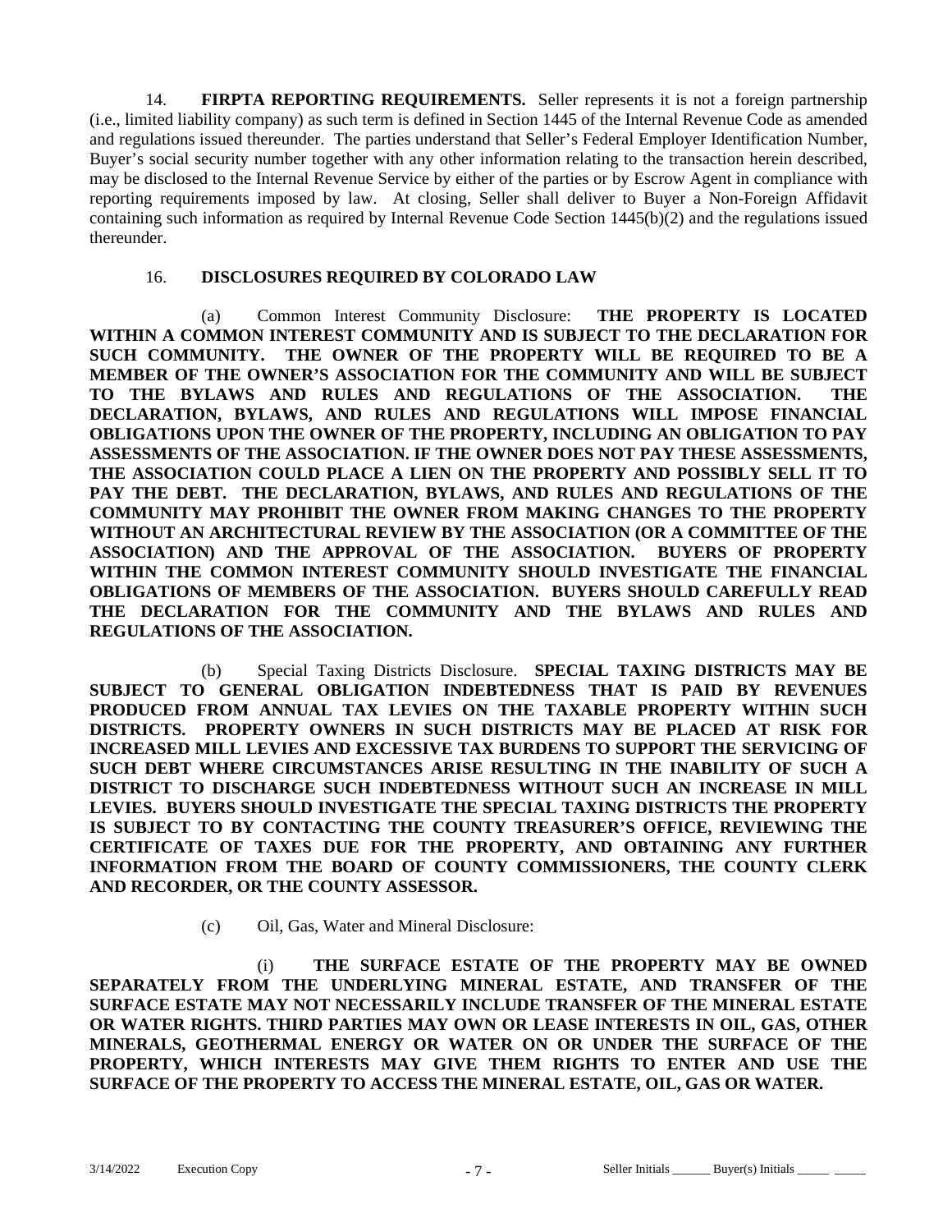14. **FIRPTA REPORTING REQUIREMENTS.** Seller represents it is not a foreign partnership (i.e., limited liability company) as such term is defined in Section 1445 of the Internal Revenue Code as amended and regulations issued thereunder. The parties understand that Seller's Federal Employer Identification Number, Buyer's social security number together with any other information relating to the transaction herein described, may be disclosed to the Internal Revenue Service by either of the parties or by Escrow Agent in compliance with reporting requirements imposed by law. At closing, Seller shall deliver to Buyer a Non-Foreign Affidavit containing such information as required by Internal Revenue Code Section 1445(b)(2) and the regulations issued thereunder.

16. **DISCLOSURES REQUIRED BY COLORADO LAW**

(a) Common Interest Community Disclosure: **THE PROPERTY IS LOCATED WITHIN A COMMON INTEREST COMMUNITY AND IS SUBJECT TO THE DECLARATION FOR SUCH COMMUNITY. THE OWNER OF THE PROPERTY WILL BE REQUIRED TO BE A MEMBER OF THE OWNER'S ASSOCIATION FOR THE COMMUNITY AND WILL BE SUBJECT TO THE BYLAWS AND RULES AND REGULATIONS OF THE ASSOCIATION. THE DECLARATION, BYLAWS, AND RULES AND REGULATIONS WILL IMPOSE FINANCIAL OBLIGATIONS UPON THE OWNER OF THE PROPERTY, INCLUDING AN OBLIGATION TO PAY ASSESSMENTS OF THE ASSOCIATION. IF THE OWNER DOES NOT PAY THESE ASSESSMENTS, THE ASSOCIATION COULD PLACE A LIEN ON THE PROPERTY AND POSSIBLY SELL IT TO PAY THE DEBT. THE DECLARATION, BYLAWS, AND RULES AND REGULATIONS OF THE COMMUNITY MAY PROHIBIT THE OWNER FROM MAKING CHANGES TO THE PROPERTY WITHOUT AN ARCHITECTURAL REVIEW BY THE ASSOCIATION (OR A COMMITTEE OF THE ASSOCIATION) AND THE APPROVAL OF THE ASSOCIATION. BUYERS OF PROPERTY WITHIN THE COMMON INTEREST COMMUNITY SHOULD INVESTIGATE THE FINANCIAL OBLIGATIONS OF MEMBERS OF THE ASSOCIATION. BUYERS SHOULD CAREFULLY READ THE DECLARATION FOR THE COMMUNITY AND THE BYLAWS AND RULES AND REGULATIONS OF THE ASSOCIATION.**

(b) Special Taxing Districts Disclosure. **SPECIAL TAXING DISTRICTS MAY BE SUBJECT TO GENERAL OBLIGATION INDEBTEDNESS THAT IS PAID BY REVENUES PRODUCED FROM ANNUAL TAX LEVIES ON THE TAXABLE PROPERTY WITHIN SUCH DISTRICTS. PROPERTY OWNERS IN SUCH DISTRICTS MAY BE PLACED AT RISK FOR INCREASED MILL LEVIES AND EXCESSIVE TAX BURDENS TO SUPPORT THE SERVICING OF SUCH DEBT WHERE CIRCUMSTANCES ARISE RESULTING IN THE INABILITY OF SUCH A DISTRICT TO DISCHARGE SUCH INDEBTEDNESS WITHOUT SUCH AN INCREASE IN MILL LEVIES. BUYERS SHOULD INVESTIGATE THE SPECIAL TAXING DISTRICTS THE PROPERTY IS SUBJECT TO BY CONTACTING THE COUNTY TREASURER'S OFFICE, REVIEWING THE CERTIFICATE OF TAXES DUE FOR THE PROPERTY, AND OBTAINING ANY FURTHER INFORMATION FROM THE BOARD OF COUNTY COMMISSIONERS, THE COUNTY CLERK AND RECORDER, OR THE COUNTY ASSESSOR.**

(c) Oil, Gas, Water and Mineral Disclosure:

(i) **THE SURFACE ESTATE OF THE PROPERTY MAY BE OWNED SEPARATELY FROM THE UNDERLYING MINERAL ESTATE, AND TRANSFER OF THE SURFACE ESTATE MAY NOT NECESSARILY INCLUDE TRANSFER OF THE MINERAL ESTATE OR WATER RIGHTS. THIRD PARTIES MAY OWN OR LEASE INTERESTS IN OIL, GAS, OTHER MINERALS, GEOTHERMAL ENERGY OR WATER ON OR UNDER THE SURFACE OF THE PROPERTY, WHICH INTERESTS MAY GIVE THEM RIGHTS TO ENTER AND USE THE SURFACE OF THE PROPERTY TO ACCESS THE MINERAL ESTATE, OIL, GAS OR WATER.**

3/14/2022 Execution Copy Seller Initials ______ Buyer(s) Initials _____ _____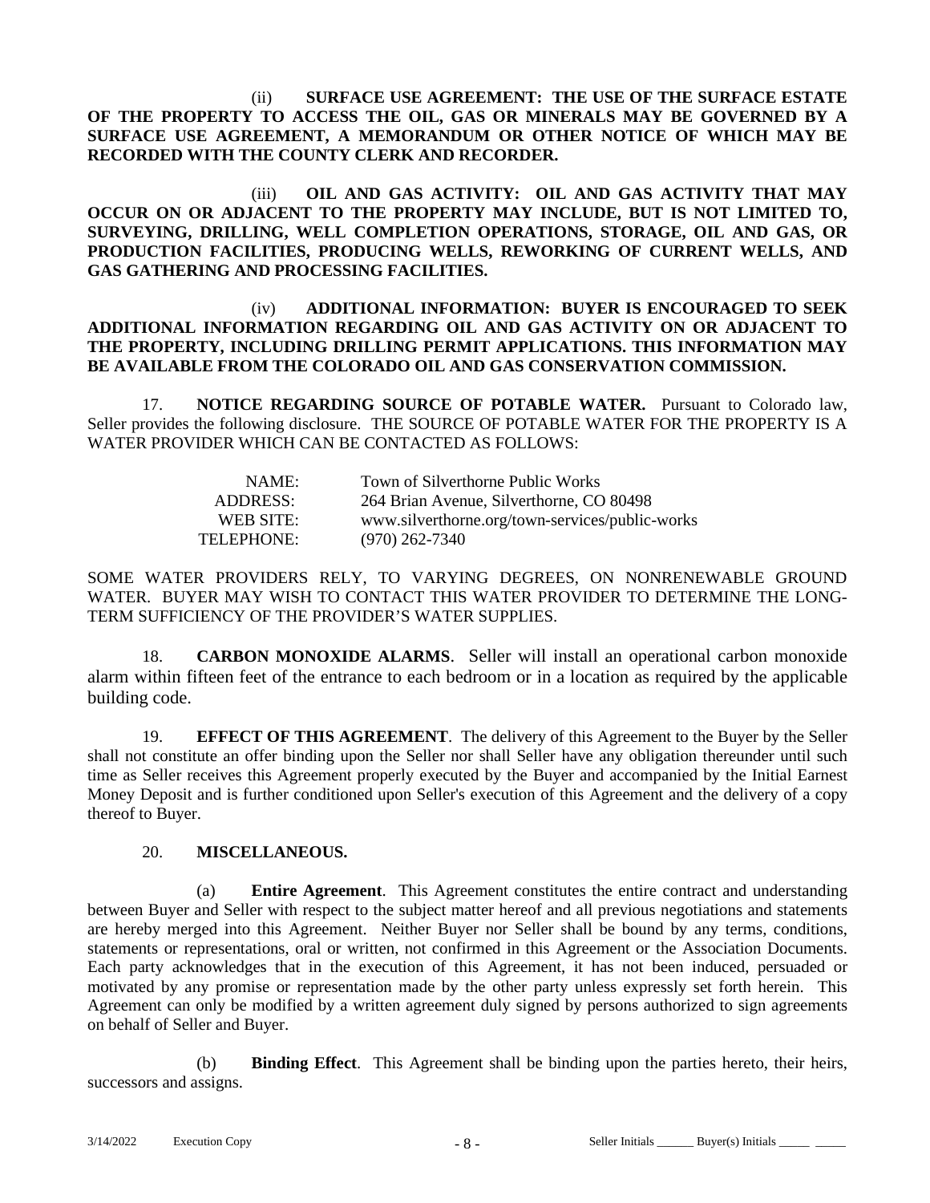(ii) **SURFACE USE AGREEMENT: THE USE OF THE SURFACE ESTATE OF THE PROPERTY TO ACCESS THE OIL, GAS OR MINERALS MAY BE GOVERNED BY A SURFACE USE AGREEMENT, A MEMORANDUM OR OTHER NOTICE OF WHICH MAY BE RECORDED WITH THE COUNTY CLERK AND RECORDER.**

(iii) **OIL AND GAS ACTIVITY: OIL AND GAS ACTIVITY THAT MAY OCCUR ON OR ADJACENT TO THE PROPERTY MAY INCLUDE, BUT IS NOT LIMITED TO, SURVEYING, DRILLING, WELL COMPLETION OPERATIONS, STORAGE, OIL AND GAS, OR PRODUCTION FACILITIES, PRODUCING WELLS, REWORKING OF CURRENT WELLS, AND GAS GATHERING AND PROCESSING FACILITIES.**

(iv) **ADDITIONAL INFORMATION: BUYER IS ENCOURAGED TO SEEK ADDITIONAL INFORMATION REGARDING OIL AND GAS ACTIVITY ON OR ADJACENT TO THE PROPERTY, INCLUDING DRILLING PERMIT APPLICATIONS. THIS INFORMATION MAY BE AVAILABLE FROM THE COLORADO OIL AND GAS CONSERVATION COMMISSION.**

17. **NOTICE REGARDING SOURCE OF POTABLE WATER.** Pursuant to Colorado law, Seller provides the following disclosure. THE SOURCE OF POTABLE WATER FOR THE PROPERTY IS A WATER PROVIDER WHICH CAN BE CONTACTED AS FOLLOWS:

NAME: Town of Silverthorne Public Works
ADDRESS: 264 Brian Avenue, Silverthorne, CO 80498
WEB SITE: www.silverthorne.org/town-services/public-works
TELEPHONE: (970) 262-7340

SOME WATER PROVIDERS RELY, TO VARYING DEGREES, ON NONRENEWABLE GROUND WATER. BUYER MAY WISH TO CONTACT THIS WATER PROVIDER TO DETERMINE THE LONG-TERM SUFFICIENCY OF THE PROVIDER'S WATER SUPPLIES.

18. **CARBON MONOXIDE ALARMS**. Seller will install an operational carbon monoxide alarm within fifteen feet of the entrance to each bedroom or in a location as required by the applicable building code.

19. **EFFECT OF THIS AGREEMENT**. The delivery of this Agreement to the Buyer by the Seller shall not constitute an offer binding upon the Seller nor shall Seller have any obligation thereunder until such time as Seller receives this Agreement properly executed by the Buyer and accompanied by the Initial Earnest Money Deposit and is further conditioned upon Seller's execution of this Agreement and the delivery of a copy thereof to Buyer.

20. **MISCELLANEOUS.**

(a) **Entire Agreement**. This Agreement constitutes the entire contract and understanding between Buyer and Seller with respect to the subject matter hereof and all previous negotiations and statements are hereby merged into this Agreement. Neither Buyer nor Seller shall be bound by any terms, conditions, statements or representations, oral or written, not confirmed in this Agreement or the Association Documents. Each party acknowledges that in the execution of this Agreement, it has not been induced, persuaded or motivated by any promise or representation made by the other party unless expressly set forth herein. This Agreement can only be modified by a written agreement duly signed by persons authorized to sign agreements on behalf of Seller and Buyer.

(b) **Binding Effect**. This Agreement shall be binding upon the parties hereto, their heirs, successors and assigns.

3/14/2022 Execution Copy Seller Initials ______ Buyer(s) Initials _____ _____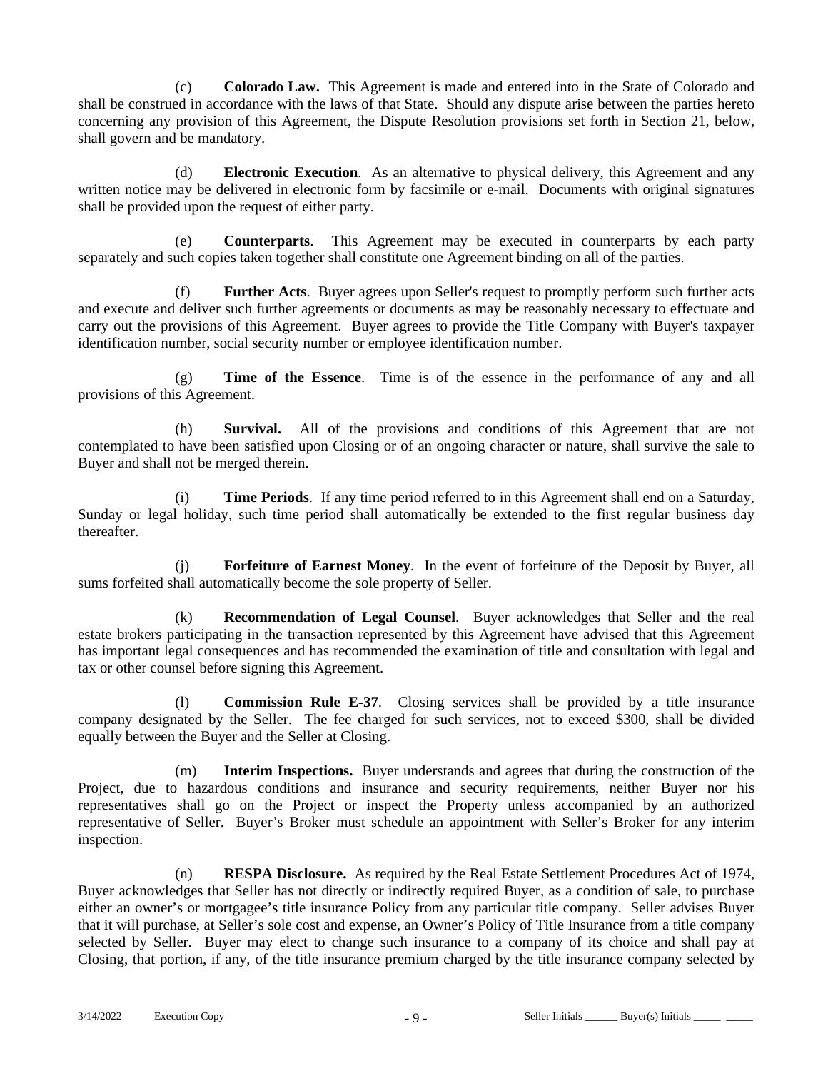(c) **Colorado Law.** This Agreement is made and entered into in the State of Colorado and shall be construed in accordance with the laws of that State. Should any dispute arise between the parties hereto concerning any provision of this Agreement, the Dispute Resolution provisions set forth in Section 21, below, shall govern and be mandatory.

(d) **Electronic Execution**. As an alternative to physical delivery, this Agreement and any written notice may be delivered in electronic form by facsimile or e-mail. Documents with original signatures shall be provided upon the request of either party.

(e) **Counterparts**. This Agreement may be executed in counterparts by each party separately and such copies taken together shall constitute one Agreement binding on all of the parties.

(f) **Further Acts**. Buyer agrees upon Seller's request to promptly perform such further acts and execute and deliver such further agreements or documents as may be reasonably necessary to effectuate and carry out the provisions of this Agreement. Buyer agrees to provide the Title Company with Buyer's taxpayer identification number, social security number or employee identification number.

(g) **Time of the Essence**. Time is of the essence in the performance of any and all provisions of this Agreement.

(h) **Survival.** All of the provisions and conditions of this Agreement that are not contemplated to have been satisfied upon Closing or of an ongoing character or nature, shall survive the sale to Buyer and shall not be merged therein.

(i) **Time Periods**. If any time period referred to in this Agreement shall end on a Saturday, Sunday or legal holiday, such time period shall automatically be extended to the first regular business day thereafter.

(j) **Forfeiture of Earnest Money**. In the event of forfeiture of the Deposit by Buyer, all sums forfeited shall automatically become the sole property of Seller.

(k) **Recommendation of Legal Counsel**. Buyer acknowledges that Seller and the real estate brokers participating in the transaction represented by this Agreement have advised that this Agreement has important legal consequences and has recommended the examination of title and consultation with legal and tax or other counsel before signing this Agreement.

(l) **Commission Rule E-37**. Closing services shall be provided by a title insurance company designated by the Seller. The fee charged for such services, not to exceed $300, shall be divided equally between the Buyer and the Seller at Closing.

(m) **Interim Inspections.** Buyer understands and agrees that during the construction of the Project, due to hazardous conditions and insurance and security requirements, neither Buyer nor his representatives shall go on the Project or inspect the Property unless accompanied by an authorized representative of Seller. Buyer's Broker must schedule an appointment with Seller's Broker for any interim inspection.

(n) **RESPA Disclosure.** As required by the Real Estate Settlement Procedures Act of 1974, Buyer acknowledges that Seller has not directly or indirectly required Buyer, as a condition of sale, to purchase either an owner's or mortgagee's title insurance Policy from any particular title company. Seller advises Buyer that it will purchase, at Seller's sole cost and expense, an Owner's Policy of Title Insurance from a title company selected by Seller. Buyer may elect to change such insurance to a company of its choice and shall pay at Closing, that portion, if any, of the title insurance premium charged by the title insurance company selected by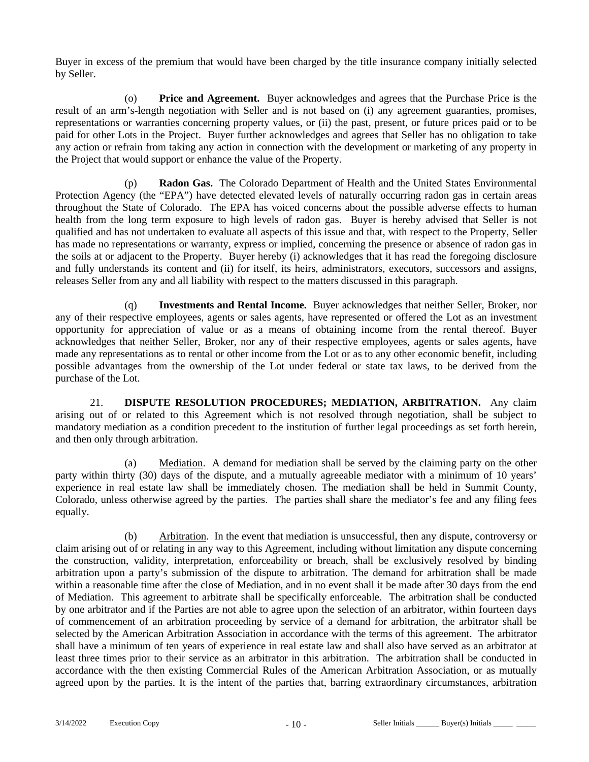Buyer in excess of the premium that would have been charged by the title insurance company initially selected by Seller.

(o) **Price and Agreement.** Buyer acknowledges and agrees that the Purchase Price is the result of an arm's-length negotiation with Seller and is not based on (i) any agreement guaranties, promises, representations or warranties concerning property values, or (ii) the past, present, or future prices paid or to be paid for other Lots in the Project. Buyer further acknowledges and agrees that Seller has no obligation to take any action or refrain from taking any action in connection with the development or marketing of any property in the Project that would support or enhance the value of the Property.

(p) **Radon Gas.** The Colorado Department of Health and the United States Environmental Protection Agency (the "EPA") have detected elevated levels of naturally occurring radon gas in certain areas throughout the State of Colorado. The EPA has voiced concerns about the possible adverse effects to human health from the long term exposure to high levels of radon gas. Buyer is hereby advised that Seller is not qualified and has not undertaken to evaluate all aspects of this issue and that, with respect to the Property, Seller has made no representations or warranty, express or implied, concerning the presence or absence of radon gas in the soils at or adjacent to the Property. Buyer hereby (i) acknowledges that it has read the foregoing disclosure and fully understands its content and (ii) for itself, its heirs, administrators, executors, successors and assigns, releases Seller from any and all liability with respect to the matters discussed in this paragraph.

(q) **Investments and Rental Income.** Buyer acknowledges that neither Seller, Broker, nor any of their respective employees, agents or sales agents, have represented or offered the Lot as an investment opportunity for appreciation of value or as a means of obtaining income from the rental thereof. Buyer acknowledges that neither Seller, Broker, nor any of their respective employees, agents or sales agents, have made any representations as to rental or other income from the Lot or as to any other economic benefit, including possible advantages from the ownership of the Lot under federal or state tax laws, to be derived from the purchase of the Lot.

21. **DISPUTE RESOLUTION PROCEDURES; MEDIATION, ARBITRATION.** Any claim arising out of or related to this Agreement which is not resolved through negotiation, shall be subject to mandatory mediation as a condition precedent to the institution of further legal proceedings as set forth herein, and then only through arbitration.

(a) Mediation. A demand for mediation shall be served by the claiming party on the other party within thirty (30) days of the dispute, and a mutually agreeable mediator with a minimum of 10 years' experience in real estate law shall be immediately chosen. The mediation shall be held in Summit County, Colorado, unless otherwise agreed by the parties. The parties shall share the mediator's fee and any filing fees equally.

(b) Arbitration. In the event that mediation is unsuccessful, then any dispute, controversy or claim arising out of or relating in any way to this Agreement, including without limitation any dispute concerning the construction, validity, interpretation, enforceability or breach, shall be exclusively resolved by binding arbitration upon a party's submission of the dispute to arbitration. The demand for arbitration shall be made within a reasonable time after the close of Mediation, and in no event shall it be made after 30 days from the end of Mediation. This agreement to arbitrate shall be specifically enforceable. The arbitration shall be conducted by one arbitrator and if the Parties are not able to agree upon the selection of an arbitrator, within fourteen days of commencement of an arbitration proceeding by service of a demand for arbitration, the arbitrator shall be selected by the American Arbitration Association in accordance with the terms of this agreement. The arbitrator shall have a minimum of ten years of experience in real estate law and shall also have served as an arbitrator at least three times prior to their service as an arbitrator in this arbitration. The arbitration shall be conducted in accordance with the then existing Commercial Rules of the American Arbitration Association, or as mutually agreed upon by the parties. It is the intent of the parties that, barring extraordinary circumstances, arbitration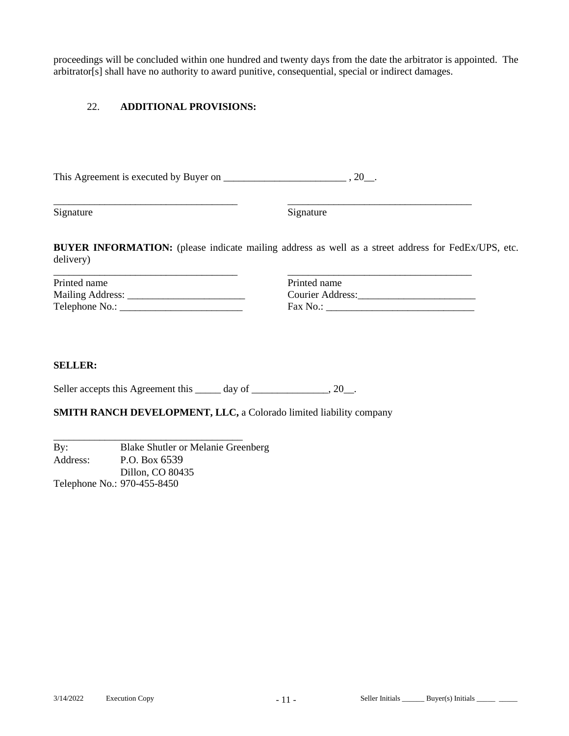proceedings will be concluded within one hundred and twenty days from the date the arbitrator is appointed. The arbitrator[s] shall have no authority to award punitive, consequential, special or indirect damages.

22. **ADDITIONAL PROVISIONS:**

This Agreement is executed by Buyer on ________________________ , 20__.

_____________________________________ _____________________________________
Signature Signature

**BUYER INFORMATION:** (please indicate mailing address as well as a street address for FedEx/UPS, etc. delivery)

_____________________________________ _____________________________________
Printed name Printed name
Mailing Address: _______________________ Courier Address:_______________________
Telephone No.: ________________________ Fax No.: _____________________________

**SELLER:**

Seller accepts this Agreement this _____ day of _______________, 20__.

**SMITH RANCH DEVELOPMENT, LLC,** a Colorado limited liability company

_____________________________________
By: Blake Shutler or Melanie Greenberg
Address: P.O. Box 6539
Dillon, CO 80435
Telephone No.: 970-455-8450

3/14/2022 Execution Copy

Seller Initials ______ Buyer(s) Initials _____ _____